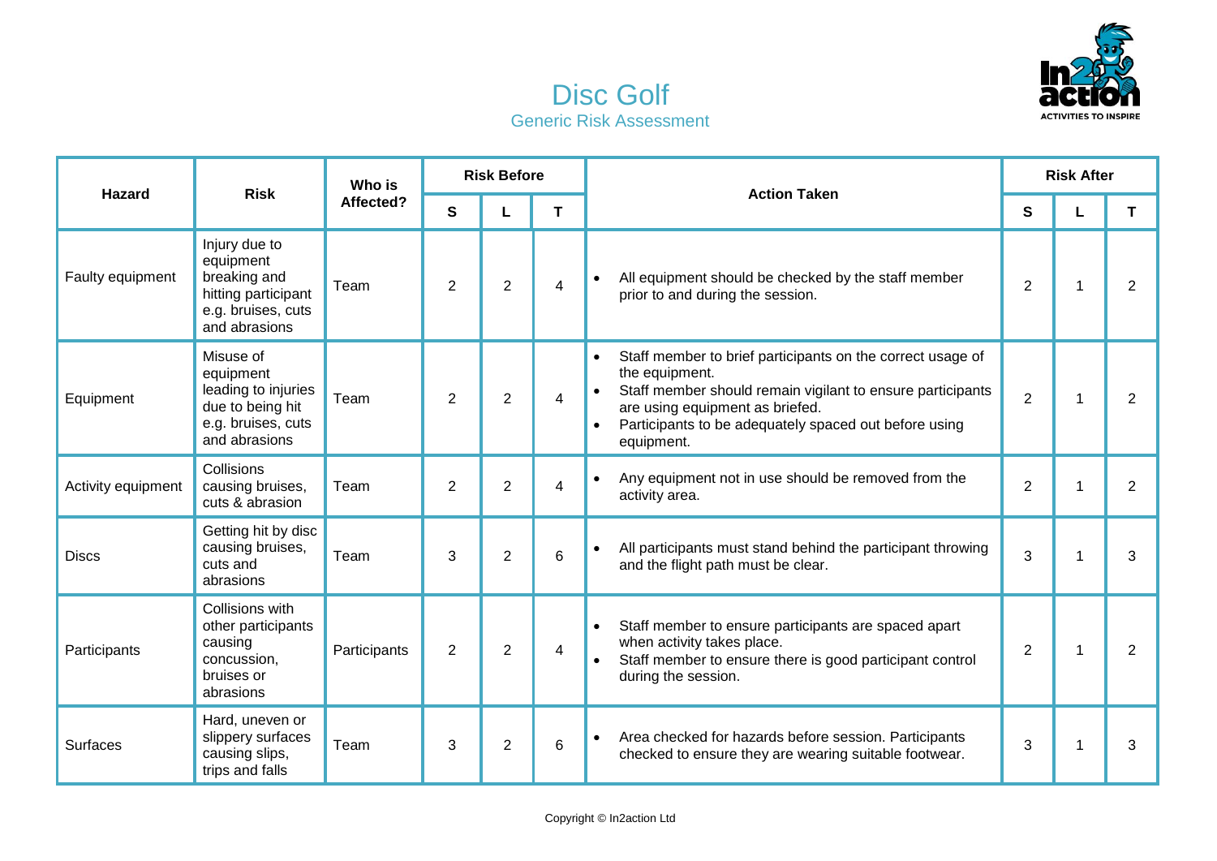# Disc Golf

## Generic Risk Assessment

| Hazard | Risk | Who is Affected? | Risk Before | | | Action Taken | Risk After | | |
|---|---|---|---|---|---|---|---|---|---|
| | | | S | L | T | | S | L | T |
| Faulty equipment | Injury due to equipment breaking and hitting participant e.g. bruises, cuts and abrasions | Team | 2 | 2 | 4 | • All equipment should be checked by the staff member prior to and during the session. | 2 | 1 | 2 |
| Equipment | Misuse of equipment leading to injuries due to being hit e.g. bruises, cuts and abrasions | Team | 2 | 2 | 4 | • Staff member to brief participants on the correct usage of the equipment. <br> • Staff member should remain vigilant to ensure participants are using equipment as briefed. <br> • Participants to be adequately spaced out before using equipment. | 2 | 1 | 2 |
| Activity equipment | Collisions causing bruises, cuts & abrasion | Team | 2 | 2 | 4 | • Any equipment not in use should be removed from the activity area. | 2 | 1 | 2 |
| Discs | Getting hit by disc causing bruises, cuts and abrasions | Team | 3 | 2 | 6 | • All participants must stand behind the participant throwing and the flight path must be clear. | 3 | 1 | 3 |
| Participants | Collisions with other participants causing concussion, bruises or abrasions | Participants | 2 | 2 | 4 | • Staff member to ensure participants are spaced apart when activity takes place. <br> • Staff member to ensure there is good participant control during the session. | 2 | 1 | 2 |
| Surfaces | Hard, uneven or slippery surfaces causing slips, trips and falls | Team | 3 | 2 | 6 | • Area checked for hazards before session. Participants checked to ensure they are wearing suitable footwear. | 3 | 1 | 3 |

Copyright © In2action Ltd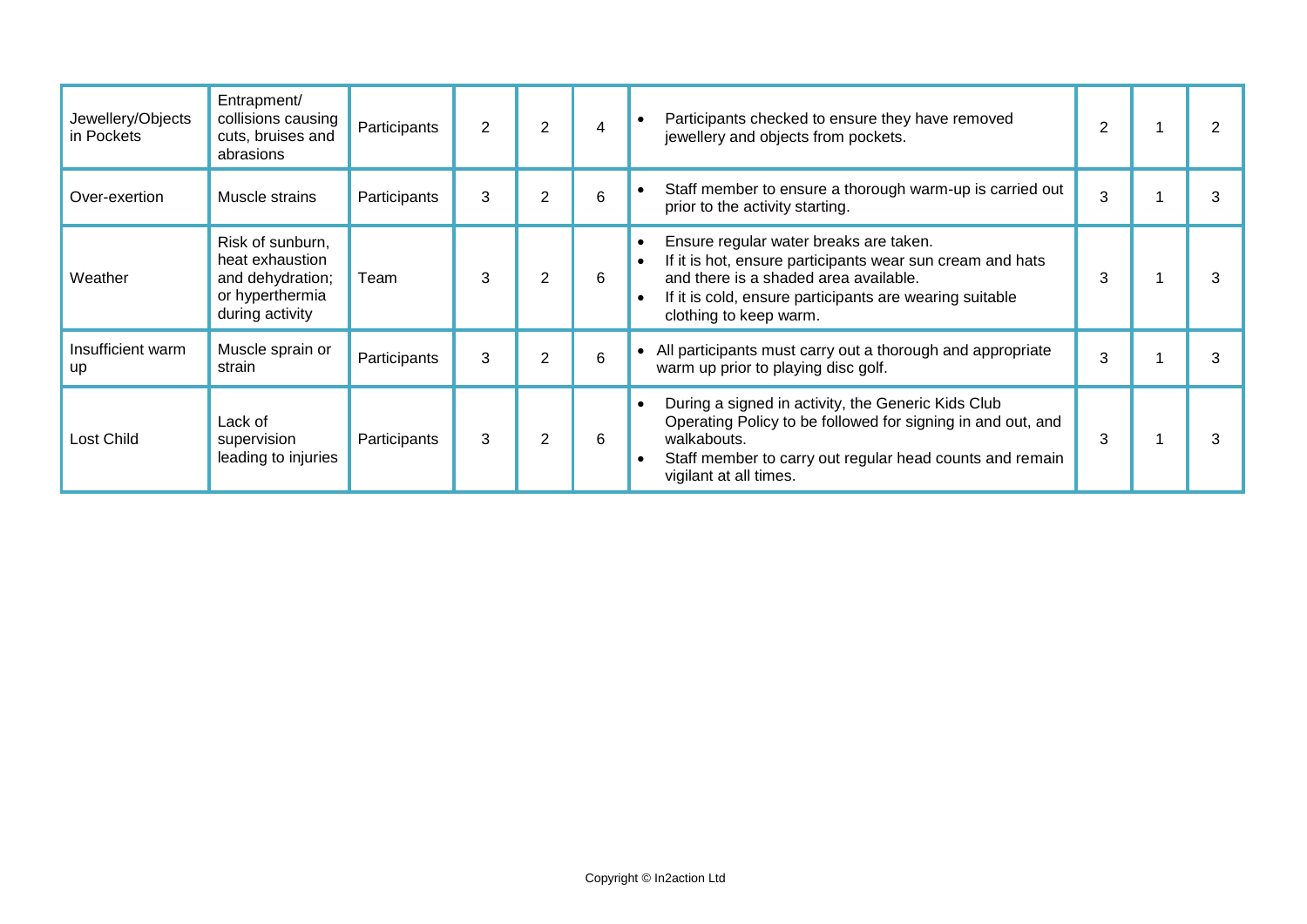| | | | | | | | | | |
|---|---|---|---|---|---|---|---|---|---|
| Jewellery/Objects in Pockets | Entrapment/ collisions causing cuts, bruises and abrasions | Participants | 2 | 2 | 4 | • Participants checked to ensure they have removed jewellery and objects from pockets. | 2 | 1 | 2 |
| Over-exertion | Muscle strains | Participants | 3 | 2 | 6 | • Staff member to ensure a thorough warm-up is carried out prior to the activity starting. | 3 | 1 | 3 |
| Weather | Risk of sunburn, heat exhaustion and dehydration; or hyperthermia during activity | Team | 3 | 2 | 6 | • Ensure regular water breaks are taken.<br>• If it is hot, ensure participants wear sun cream and hats and there is a shaded area available.<br>• If it is cold, ensure participants are wearing suitable clothing to keep warm. | 3 | 1 | 3 |
| Insufficient warm up | Muscle sprain or strain | Participants | 3 | 2 | 6 | • All participants must carry out a thorough and appropriate warm up prior to playing disc golf. | 3 | 1 | 3 |
| Lost Child | Lack of supervision leading to injuries | Participants | 3 | 2 | 6 | • During a signed in activity, the Generic Kids Club Operating Policy to be followed for signing in and out, and walkabouts.<br>• Staff member to carry out regular head counts and remain vigilant at all times. | 3 | 1 | 3 |

Copyright © In2action Ltd